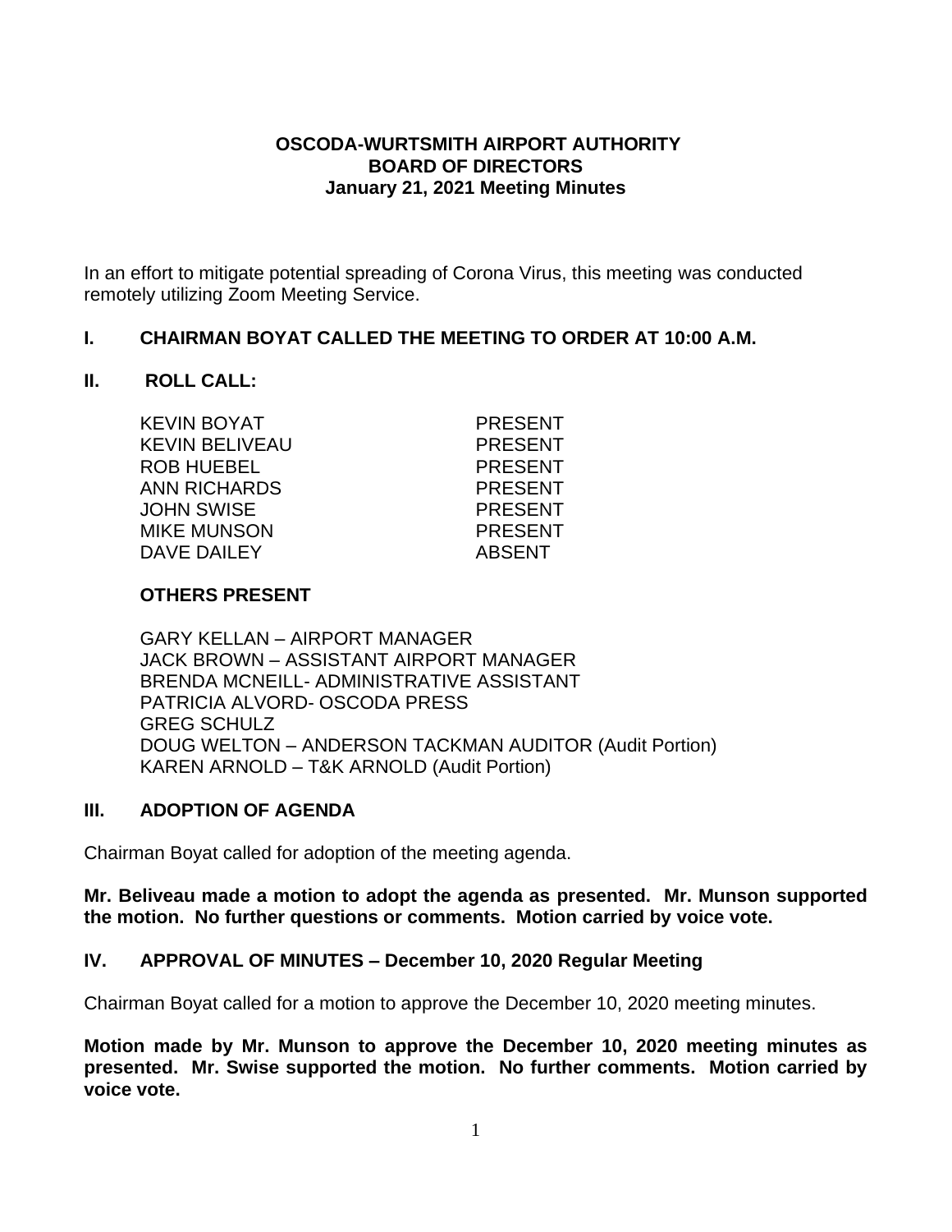# OSCODA-WURTSMITH AIRPORT AUTHORITY
## BOARD OF DIRECTORS
### January 21, 2021 Meeting Minutes

In an effort to mitigate potential spreading of Corona Virus, this meeting was conducted remotely utilizing Zoom Meeting Service.

## I. CHAIRMAN BOYAT CALLED THE MEETING TO ORDER AT 10:00 A.M.

## II. ROLL CALL:

| | |
|---|---|
| KEVIN BOYAT | PRESENT |
| KEVIN BELIVEAU | PRESENT |
| ROB HUEBEL | PRESENT |
| ANN RICHARDS | PRESENT |
| JOHN SWISE | PRESENT |
| MIKE MUNSON | PRESENT |
| DAVE DAILEY | ABSENT |

**OTHERS PRESENT**

GARY KELLAN – AIRPORT MANAGER
JACK BROWN – ASSISTANT AIRPORT MANAGER
BRENDA MCNEILL- ADMINISTRATIVE ASSISTANT
PATRICIA ALVORD- OSCODA PRESS
GREG SCHULZ
DOUG WELTON – ANDERSON TACKMAN AUDITOR (Audit Portion)
KAREN ARNOLD – T&K ARNOLD (Audit Portion)

## III. ADOPTION OF AGENDA

Chairman Boyat called for adoption of the meeting agenda.

**Mr. Beliveau made a motion to adopt the agenda as presented. Mr. Munson supported the motion. No further questions or comments. Motion carried by voice vote.**

## IV. APPROVAL OF MINUTES – December 10, 2020 Regular Meeting

Chairman Boyat called for a motion to approve the December 10, 2020 meeting minutes.

**Motion made by Mr. Munson to approve the December 10, 2020 meeting minutes as presented. Mr. Swise supported the motion. No further comments. Motion carried by voice vote.**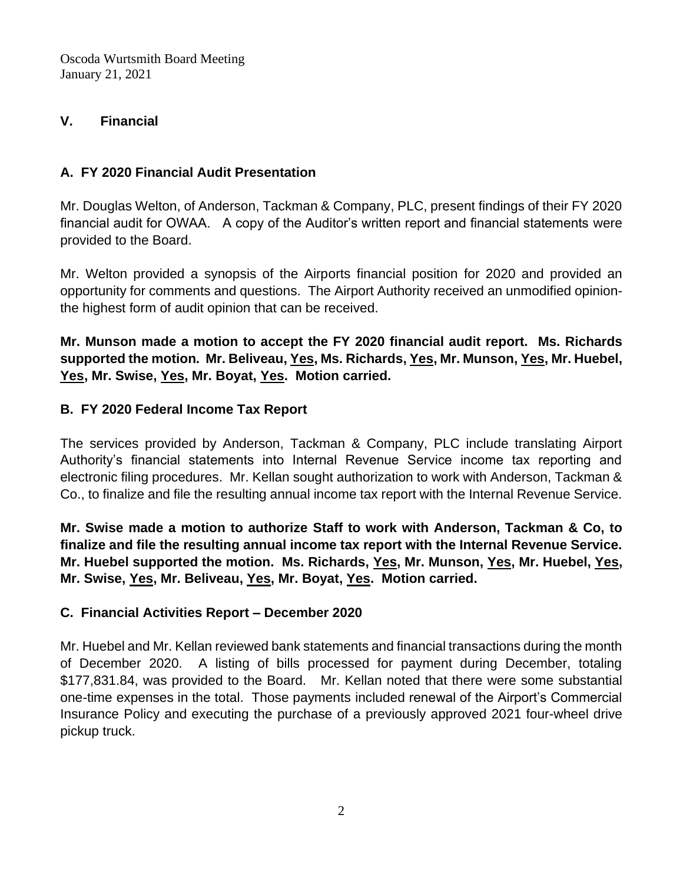## V. Financial

### A. FY 2020 Financial Audit Presentation

Mr. Douglas Welton, of Anderson, Tackman & Company, PLC, present findings of their FY 2020 financial audit for OWAA. A copy of the Auditor's written report and financial statements were provided to the Board.

Mr. Welton provided a synopsis of the Airports financial position for 2020 and provided an opportunity for comments and questions. The Airport Authority received an unmodified opinion-the highest form of audit opinion that can be received.

**Mr. Munson made a motion to accept the FY 2020 financial audit report. Ms. Richards supported the motion. Mr. Beliveau, <u>Yes</u>, Ms. Richards, <u>Yes</u>, Mr. Munson, <u>Yes</u>, Mr. Huebel, <u>Yes</u>, Mr. Swise, <u>Yes</u>, Mr. Boyat, <u>Yes</u>. Motion carried.**

### B. FY 2020 Federal Income Tax Report

The services provided by Anderson, Tackman & Company, PLC include translating Airport Authority's financial statements into Internal Revenue Service income tax reporting and electronic filing procedures. Mr. Kellan sought authorization to work with Anderson, Tackman & Co., to finalize and file the resulting annual income tax report with the Internal Revenue Service.

**Mr. Swise made a motion to authorize Staff to work with Anderson, Tackman & Co, to finalize and file the resulting annual income tax report with the Internal Revenue Service. Mr. Huebel supported the motion. Ms. Richards, <u>Yes</u>, Mr. Munson, <u>Yes</u>, Mr. Huebel, <u>Yes</u>, Mr. Swise, <u>Yes</u>, Mr. Beliveau, <u>Yes</u>, Mr. Boyat, <u>Yes</u>. Motion carried.**

### C. Financial Activities Report – December 2020

Mr. Huebel and Mr. Kellan reviewed bank statements and financial transactions during the month of December 2020. A listing of bills processed for payment during December, totaling $177,831.84, was provided to the Board. Mr. Kellan noted that there were some substantial one-time expenses in the total. Those payments included renewal of the Airport's Commercial Insurance Policy and executing the purchase of a previously approved 2021 four-wheel drive pickup truck.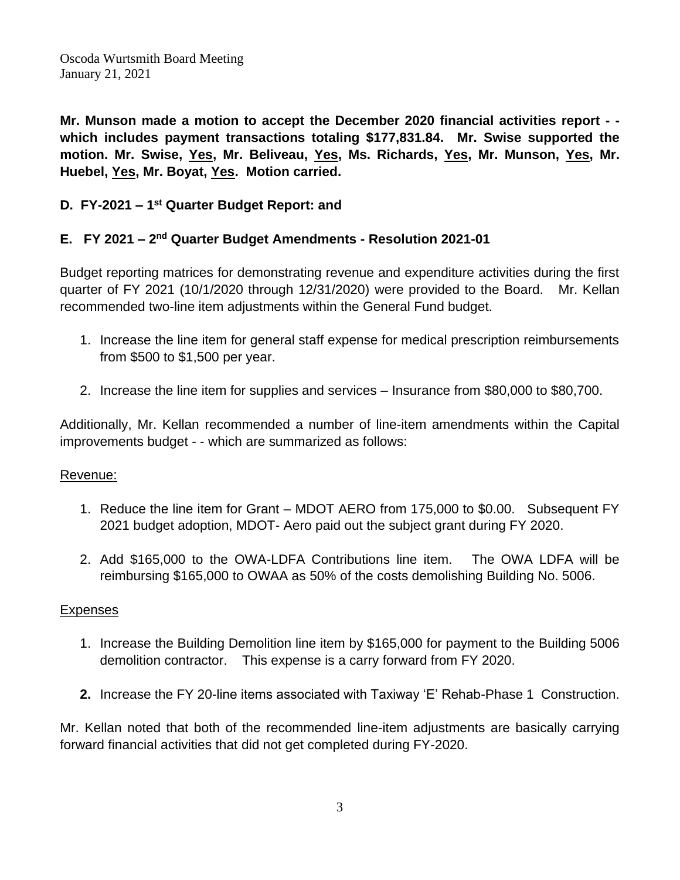**Mr. Munson made a motion to accept the December 2020 financial activities report - - which includes payment transactions totaling $177,831.84. Mr. Swise supported the motion. Mr. Swise, Yes, Mr. Beliveau, Yes, Ms. Richards, Yes, Mr. Munson, Yes, Mr. Huebel, Yes, Mr. Boyat, Yes. Motion carried.**

**D. FY-2021 – 1st Quarter Budget Report: and**

**E. FY 2021 – 2nd Quarter Budget Amendments - Resolution 2021-01**

Budget reporting matrices for demonstrating revenue and expenditure activities during the first quarter of FY 2021 (10/1/2020 through 12/31/2020) were provided to the Board. Mr. Kellan recommended two-line item adjustments within the General Fund budget.

1. Increase the line item for general staff expense for medical prescription reimbursements from $500 to $1,500 per year.
2. Increase the line item for supplies and services – Insurance from $80,000 to $80,700.

Additionally, Mr. Kellan recommended a number of line-item amendments within the Capital improvements budget - - which are summarized as follows:

Revenue:

1. Reduce the line item for Grant – MDOT AERO from 175,000 to $0.00. Subsequent FY 2021 budget adoption, MDOT- Aero paid out the subject grant during FY 2020.
2. Add $165,000 to the OWA-LDFA Contributions line item. The OWA LDFA will be reimbursing $165,000 to OWAA as 50% of the costs demolishing Building No. 5006.

Expenses

1. Increase the Building Demolition line item by $165,000 for payment to the Building 5006 demolition contractor. This expense is a carry forward from FY 2020.
2. Increase the FY 20-line items associated with Taxiway 'E' Rehab-Phase 1 Construction.

Mr. Kellan noted that both of the recommended line-item adjustments are basically carrying forward financial activities that did not get completed during FY-2020.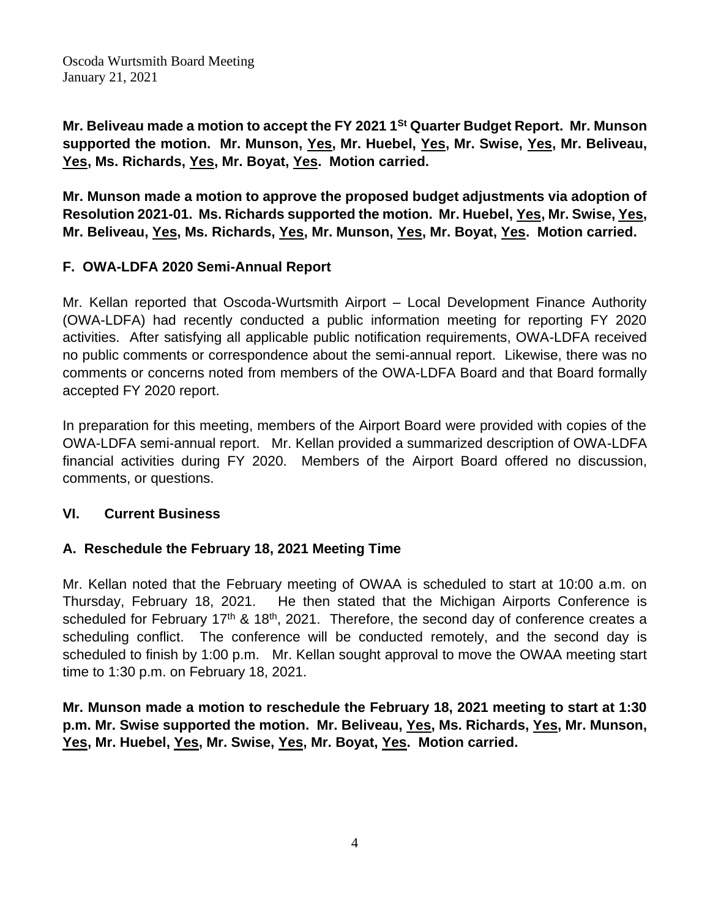**Mr. Beliveau made a motion to accept the FY 2021 1St Quarter Budget Report. Mr. Munson supported the motion. Mr. Munson, <u>Yes</u>, Mr. Huebel, <u>Yes</u>, Mr. Swise, <u>Yes</u>, Mr. Beliveau, <u>Yes</u>, Ms. Richards, <u>Yes</u>, Mr. Boyat, <u>Yes</u>. Motion carried.**

**Mr. Munson made a motion to approve the proposed budget adjustments via adoption of Resolution 2021-01. Ms. Richards supported the motion. Mr. Huebel, <u>Yes</u>, Mr. Swise, <u>Yes</u>, Mr. Beliveau, <u>Yes</u>, Ms. Richards, <u>Yes</u>, Mr. Munson, <u>Yes</u>, Mr. Boyat, <u>Yes</u>. Motion carried.**

### F. OWA-LDFA 2020 Semi-Annual Report

Mr. Kellan reported that Oscoda-Wurtsmith Airport – Local Development Finance Authority (OWA-LDFA) had recently conducted a public information meeting for reporting FY 2020 activities. After satisfying all applicable public notification requirements, OWA-LDFA received no public comments or correspondence about the semi-annual report. Likewise, there was no comments or concerns noted from members of the OWA-LDFA Board and that Board formally accepted FY 2020 report.

In preparation for this meeting, members of the Airport Board were provided with copies of the OWA-LDFA semi-annual report. Mr. Kellan provided a summarized description of OWA-LDFA financial activities during FY 2020. Members of the Airport Board offered no discussion, comments, or questions.

## VI. Current Business

### A. Reschedule the February 18, 2021 Meeting Time

Mr. Kellan noted that the February meeting of OWAA is scheduled to start at 10:00 a.m. on Thursday, February 18, 2021. He then stated that the Michigan Airports Conference is scheduled for February 17th & 18th, 2021. Therefore, the second day of conference creates a scheduling conflict. The conference will be conducted remotely, and the second day is scheduled to finish by 1:00 p.m. Mr. Kellan sought approval to move the OWAA meeting start time to 1:30 p.m. on February 18, 2021.

**Mr. Munson made a motion to reschedule the February 18, 2021 meeting to start at 1:30 p.m. Mr. Swise supported the motion. Mr. Beliveau, <u>Yes</u>, Ms. Richards, <u>Yes</u>, Mr. Munson, <u>Yes</u>, Mr. Huebel, <u>Yes</u>, Mr. Swise, <u>Yes</u>, Mr. Boyat, <u>Yes</u>. Motion carried.**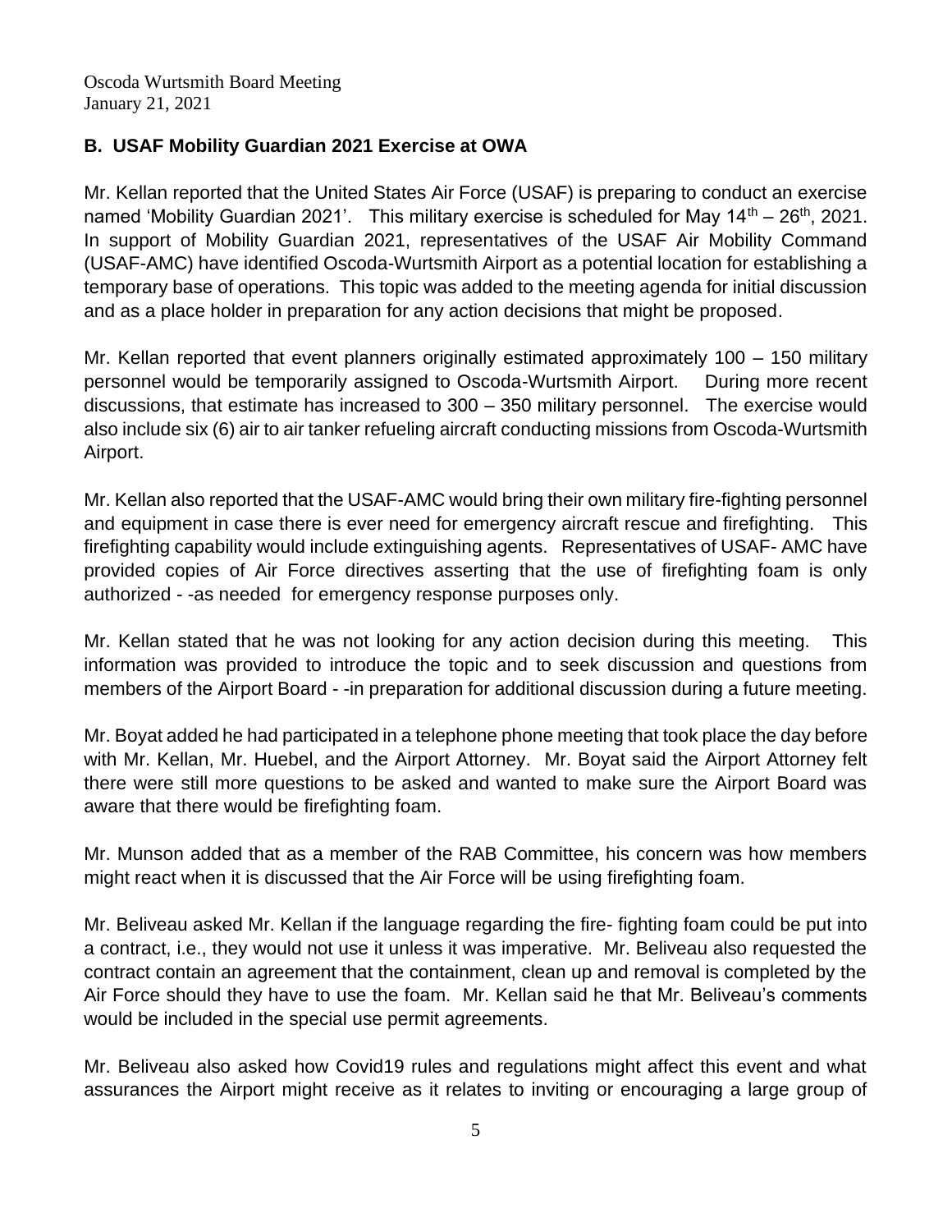### B. USAF Mobility Guardian 2021 Exercise at OWA

Mr. Kellan reported that the United States Air Force (USAF) is preparing to conduct an exercise named 'Mobility Guardian 2021'. This military exercise is scheduled for May 14th – 26th, 2021. In support of Mobility Guardian 2021, representatives of the USAF Air Mobility Command (USAF-AMC) have identified Oscoda-Wurtsmith Airport as a potential location for establishing a temporary base of operations. This topic was added to the meeting agenda for initial discussion and as a place holder in preparation for any action decisions that might be proposed.

Mr. Kellan reported that event planners originally estimated approximately 100 – 150 military personnel would be temporarily assigned to Oscoda-Wurtsmith Airport. During more recent discussions, that estimate has increased to 300 – 350 military personnel. The exercise would also include six (6) air to air tanker refueling aircraft conducting missions from Oscoda-Wurtsmith Airport.

Mr. Kellan also reported that the USAF-AMC would bring their own military fire-fighting personnel and equipment in case there is ever need for emergency aircraft rescue and firefighting. This firefighting capability would include extinguishing agents. Representatives of USAF- AMC have provided copies of Air Force directives asserting that the use of firefighting foam is only authorized - -as needed for emergency response purposes only.

Mr. Kellan stated that he was not looking for any action decision during this meeting. This information was provided to introduce the topic and to seek discussion and questions from members of the Airport Board - -in preparation for additional discussion during a future meeting.

Mr. Boyat added he had participated in a telephone phone meeting that took place the day before with Mr. Kellan, Mr. Huebel, and the Airport Attorney. Mr. Boyat said the Airport Attorney felt there were still more questions to be asked and wanted to make sure the Airport Board was aware that there would be firefighting foam.

Mr. Munson added that as a member of the RAB Committee, his concern was how members might react when it is discussed that the Air Force will be using firefighting foam.

Mr. Beliveau asked Mr. Kellan if the language regarding the fire- fighting foam could be put into a contract, i.e., they would not use it unless it was imperative. Mr. Beliveau also requested the contract contain an agreement that the containment, clean up and removal is completed by the Air Force should they have to use the foam. Mr. Kellan said he that Mr. Beliveau's comments would be included in the special use permit agreements.

Mr. Beliveau also asked how Covid19 rules and regulations might affect this event and what assurances the Airport might receive as it relates to inviting or encouraging a large group of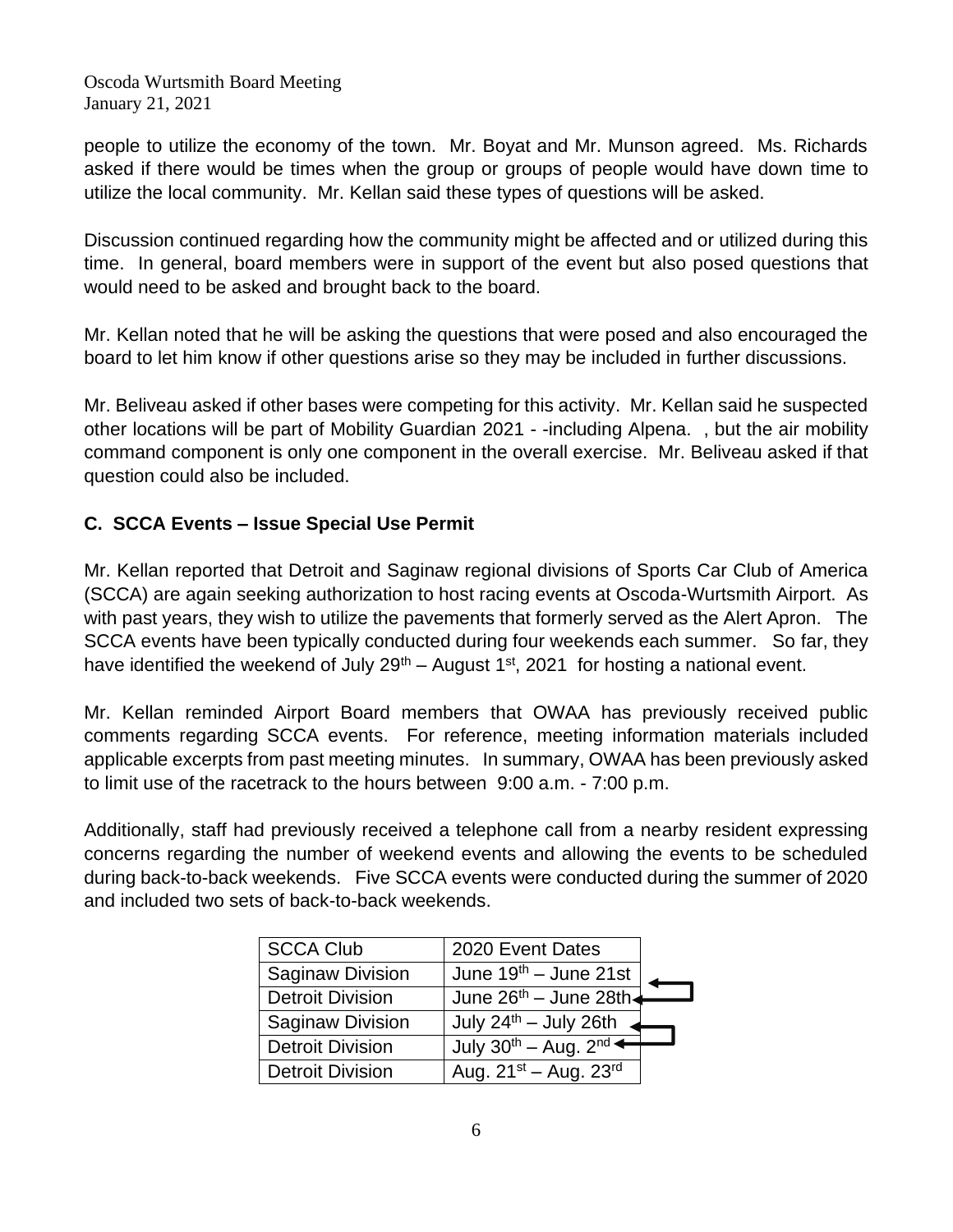people to utilize the economy of the town. Mr. Boyat and Mr. Munson agreed. Ms. Richards asked if there would be times when the group or groups of people would have down time to utilize the local community. Mr. Kellan said these types of questions will be asked.

Discussion continued regarding how the community might be affected and or utilized during this time. In general, board members were in support of the event but also posed questions that would need to be asked and brought back to the board.

Mr. Kellan noted that he will be asking the questions that were posed and also encouraged the board to let him know if other questions arise so they may be included in further discussions.

Mr. Beliveau asked if other bases were competing for this activity. Mr. Kellan said he suspected other locations will be part of Mobility Guardian 2021 - -including Alpena. , but the air mobility command component is only one component in the overall exercise. Mr. Beliveau asked if that question could also be included.

### C. SCCA Events – Issue Special Use Permit

Mr. Kellan reported that Detroit and Saginaw regional divisions of Sports Car Club of America (SCCA) are again seeking authorization to host racing events at Oscoda-Wurtsmith Airport. As with past years, they wish to utilize the pavements that formerly served as the Alert Apron. The SCCA events have been typically conducted during four weekends each summer. So far, they have identified the weekend of July 29th – August 1st, 2021 for hosting a national event.

Mr. Kellan reminded Airport Board members that OWAA has previously received public comments regarding SCCA events. For reference, meeting information materials included applicable excerpts from past meeting minutes. In summary, OWAA has been previously asked to limit use of the racetrack to the hours between 9:00 a.m. - 7:00 p.m.

Additionally, staff had previously received a telephone call from a nearby resident expressing concerns regarding the number of weekend events and allowing the events to be scheduled during back-to-back weekends. Five SCCA events were conducted during the summer of 2020 and included two sets of back-to-back weekends.

| SCCA Club | 2020 Event Dates |
|---|---|
| Saginaw Division | June 19th – June 21st |
| Detroit Division | June 26th – June 28th |
| Saginaw Division | July 24th – July 26th |
| Detroit Division | July 30th – Aug. 2nd |
| Detroit Division | Aug. 21st – Aug. 23rd |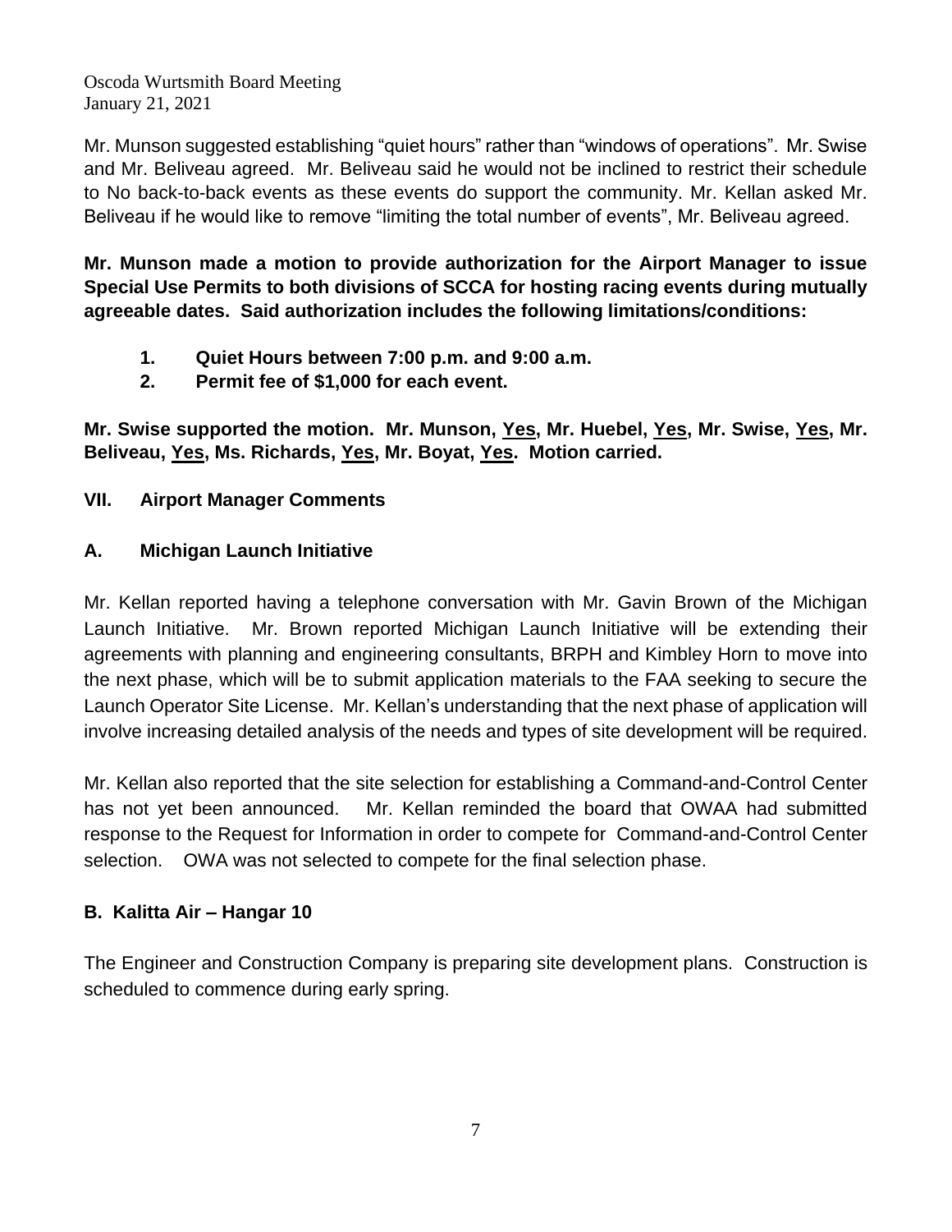Mr. Munson suggested establishing "quiet hours" rather than "windows of operations". Mr. Swise and Mr. Beliveau agreed. Mr. Beliveau said he would not be inclined to restrict their schedule to No back-to-back events as these events do support the community. Mr. Kellan asked Mr. Beliveau if he would like to remove "limiting the total number of events", Mr. Beliveau agreed.

**Mr. Munson made a motion to provide authorization for the Airport Manager to issue Special Use Permits to both divisions of SCCA for hosting racing events during mutually agreeable dates. Said authorization includes the following limitations/conditions:**

1. **Quiet Hours between 7:00 p.m. and 9:00 a.m.**
2. **Permit fee of $1,000 for each event.**

**Mr. Swise supported the motion. Mr. Munson, <u>Yes</u>, Mr. Huebel, <u>Yes</u>, Mr. Swise, <u>Yes</u>, Mr. Beliveau, <u>Yes</u>, Ms. Richards, <u>Yes</u>, Mr. Boyat, <u>Yes</u>. Motion carried.**

## VII. Airport Manager Comments

### A. Michigan Launch Initiative

Mr. Kellan reported having a telephone conversation with Mr. Gavin Brown of the Michigan Launch Initiative. Mr. Brown reported Michigan Launch Initiative will be extending their agreements with planning and engineering consultants, BRPH and Kimbley Horn to move into the next phase, which will be to submit application materials to the FAA seeking to secure the Launch Operator Site License. Mr. Kellan's understanding that the next phase of application will involve increasing detailed analysis of the needs and types of site development will be required.

Mr. Kellan also reported that the site selection for establishing a Command-and-Control Center has not yet been announced. Mr. Kellan reminded the board that OWAA had submitted response to the Request for Information in order to compete for Command-and-Control Center selection. OWA was not selected to compete for the final selection phase.

### B. Kalitta Air – Hangar 10

The Engineer and Construction Company is preparing site development plans. Construction is scheduled to commence during early spring.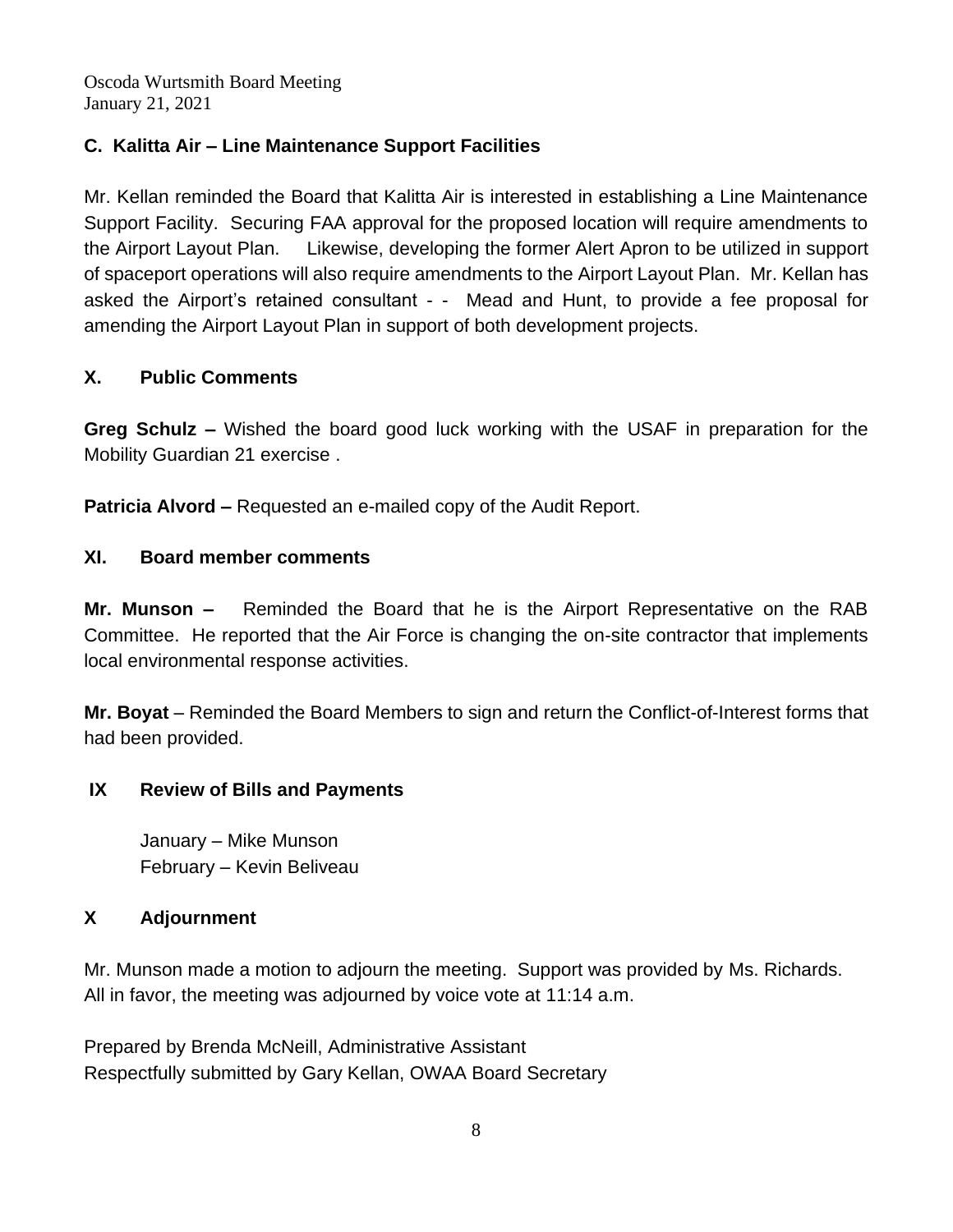### C. Kalitta Air – Line Maintenance Support Facilities

Mr. Kellan reminded the Board that Kalitta Air is interested in establishing a Line Maintenance Support Facility. Securing FAA approval for the proposed location will require amendments to the Airport Layout Plan. Likewise, developing the former Alert Apron to be utilized in support of spaceport operations will also require amendments to the Airport Layout Plan. Mr. Kellan has asked the Airport's retained consultant - - Mead and Hunt, to provide a fee proposal for amending the Airport Layout Plan in support of both development projects.

## X. Public Comments

**Greg Schulz –** Wished the board good luck working with the USAF in preparation for the Mobility Guardian 21 exercise .

**Patricia Alvord –** Requested an e-mailed copy of the Audit Report.

## XI. Board member comments

**Mr. Munson –** Reminded the Board that he is the Airport Representative on the RAB Committee. He reported that the Air Force is changing the on-site contractor that implements local environmental response activities.

**Mr. Boyat** – Reminded the Board Members to sign and return the Conflict-of-Interest forms that had been provided.

## IX Review of Bills and Payments

January – Mike Munson
February – Kevin Beliveau

## X Adjournment

Mr. Munson made a motion to adjourn the meeting. Support was provided by Ms. Richards. All in favor, the meeting was adjourned by voice vote at 11:14 a.m.

Prepared by Brenda McNeill, Administrative Assistant
Respectfully submitted by Gary Kellan, OWAA Board Secretary